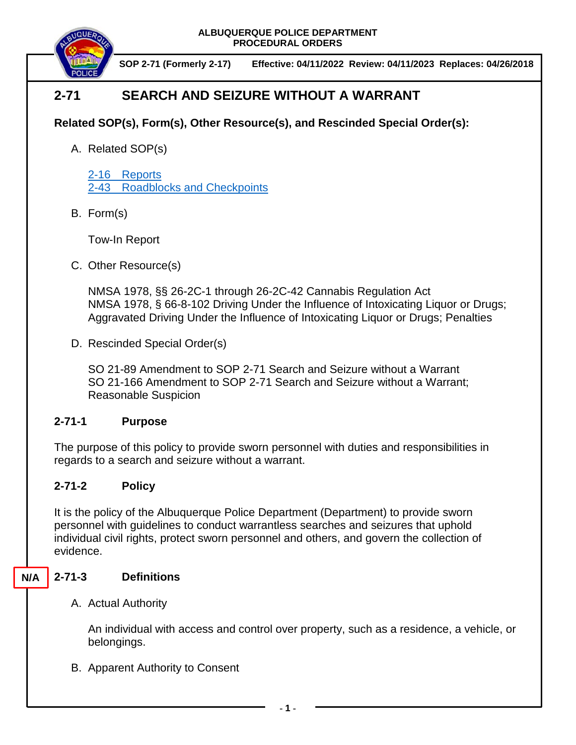**ALBUQUERQUE POLICE DEPARTMENT**
**PROCEDURAL ORDERS**

**SOP 2-71 (Formerly 2-17) Effective: 04/11/2022 Review: 04/11/2023 Replaces: 04/26/2018**

# 2-71 SEARCH AND SEIZURE WITHOUT A WARRANT

**Related SOP(s), Form(s), Other Resource(s), and Rescinded Special Order(s):**

A. Related SOP(s)

   2-16 Reports
   2-43 Roadblocks and Checkpoints

B. Form(s)

   Tow-In Report

C. Other Resource(s)

   NMSA 1978, §§ 26-2C-1 through 26-2C-42 Cannabis Regulation Act
   NMSA 1978, § 66-8-102 Driving Under the Influence of Intoxicating Liquor or Drugs; Aggravated Driving Under the Influence of Intoxicating Liquor or Drugs; Penalties

D. Rescinded Special Order(s)

   SO 21-89 Amendment to SOP 2-71 Search and Seizure without a Warrant
   SO 21-166 Amendment to SOP 2-71 Search and Seizure without a Warrant; Reasonable Suspicion

## 2-71-1 Purpose

The purpose of this policy to provide sworn personnel with duties and responsibilities in regards to a search and seizure without a warrant.

## 2-71-2 Policy

It is the policy of the Albuquerque Police Department (Department) to provide sworn personnel with guidelines to conduct warrantless searches and seizures that uphold individual civil rights, protect sworn personnel and others, and govern the collection of evidence.

## N/A 2-71-3 Definitions

A. Actual Authority

   An individual with access and control over property, such as a residence, a vehicle, or belongings.

B. Apparent Authority to Consent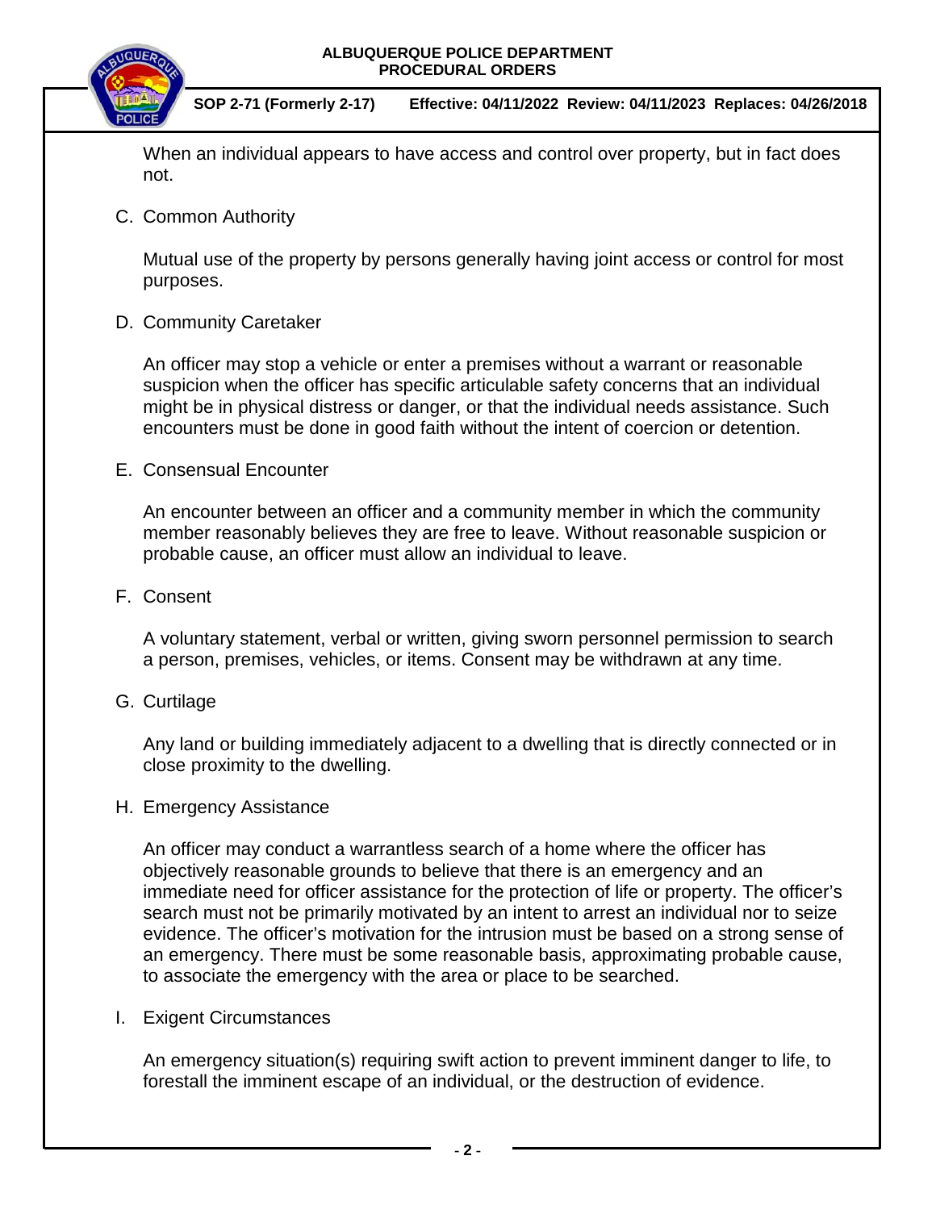When an individual appears to have access and control over property, but in fact does not.

C. Common Authority

Mutual use of the property by persons generally having joint access or control for most purposes.

D. Community Caretaker

An officer may stop a vehicle or enter a premises without a warrant or reasonable suspicion when the officer has specific articulable safety concerns that an individual might be in physical distress or danger, or that the individual needs assistance. Such encounters must be done in good faith without the intent of coercion or detention.

E. Consensual Encounter

An encounter between an officer and a community member in which the community member reasonably believes they are free to leave. Without reasonable suspicion or probable cause, an officer must allow an individual to leave.

F. Consent

A voluntary statement, verbal or written, giving sworn personnel permission to search a person, premises, vehicles, or items. Consent may be withdrawn at any time.

G. Curtilage

Any land or building immediately adjacent to a dwelling that is directly connected or in close proximity to the dwelling.

H. Emergency Assistance

An officer may conduct a warrantless search of a home where the officer has objectively reasonable grounds to believe that there is an emergency and an immediate need for officer assistance for the protection of life or property. The officer's search must not be primarily motivated by an intent to arrest an individual nor to seize evidence. The officer's motivation for the intrusion must be based on a strong sense of an emergency. There must be some reasonable basis, approximating probable cause, to associate the emergency with the area or place to be searched.

I. Exigent Circumstances

An emergency situation(s) requiring swift action to prevent imminent danger to life, to forestall the imminent escape of an individual, or the destruction of evidence.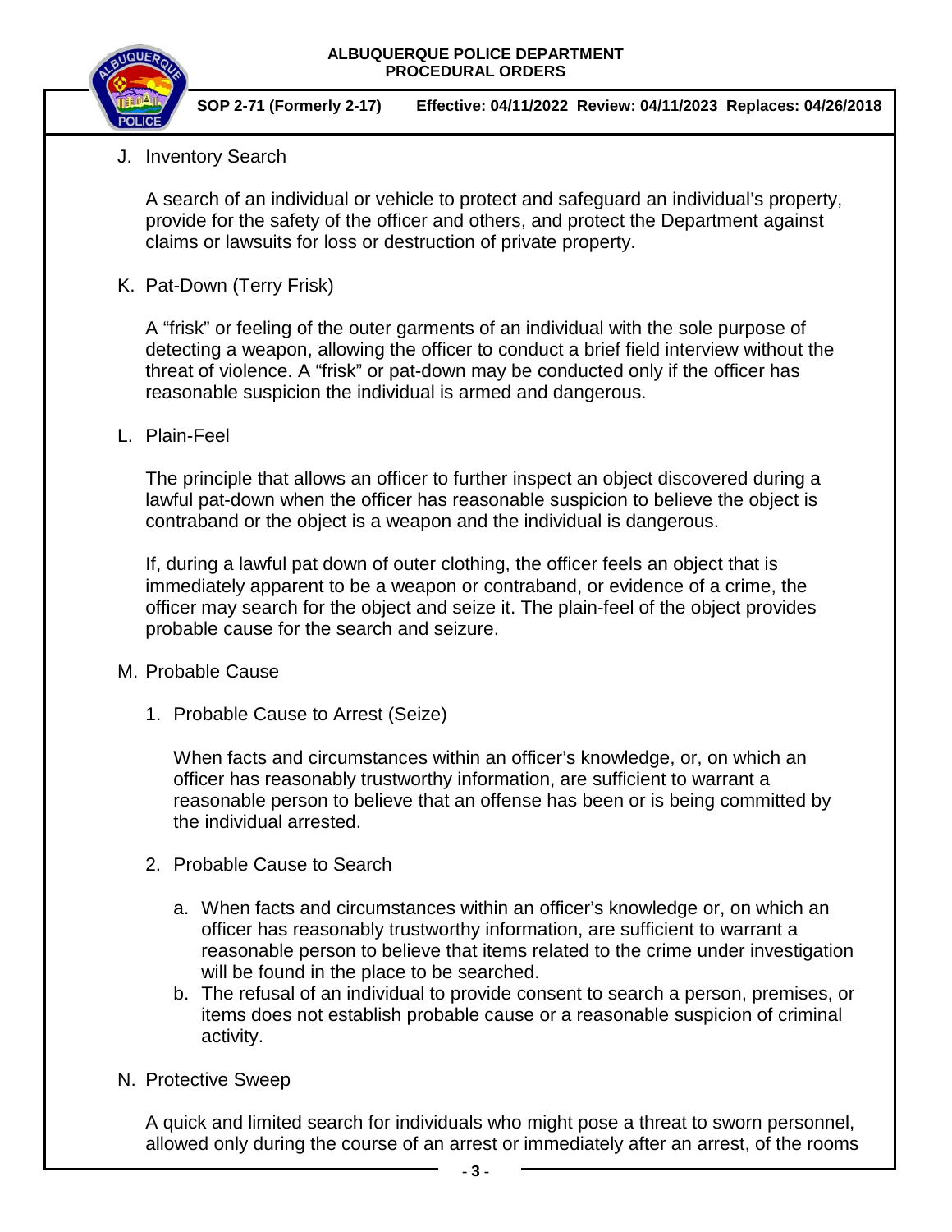J. Inventory Search

A search of an individual or vehicle to protect and safeguard an individual's property, provide for the safety of the officer and others, and protect the Department against claims or lawsuits for loss or destruction of private property.

K. Pat-Down (Terry Frisk)

A "frisk" or feeling of the outer garments of an individual with the sole purpose of detecting a weapon, allowing the officer to conduct a brief field interview without the threat of violence. A "frisk" or pat-down may be conducted only if the officer has reasonable suspicion the individual is armed and dangerous.

L. Plain-Feel

The principle that allows an officer to further inspect an object discovered during a lawful pat-down when the officer has reasonable suspicion to believe the object is contraband or the object is a weapon and the individual is dangerous.

If, during a lawful pat down of outer clothing, the officer feels an object that is immediately apparent to be a weapon or contraband, or evidence of a crime, the officer may search for the object and seize it. The plain-feel of the object provides probable cause for the search and seizure.

M. Probable Cause

1. Probable Cause to Arrest (Seize)

   When facts and circumstances within an officer's knowledge, or, on which an officer has reasonably trustworthy information, are sufficient to warrant a reasonable person to believe that an offense has been or is being committed by the individual arrested.

2. Probable Cause to Search

   a. When facts and circumstances within an officer's knowledge or, on which an officer has reasonably trustworthy information, are sufficient to warrant a reasonable person to believe that items related to the crime under investigation will be found in the place to be searched.
   b. The refusal of an individual to provide consent to search a person, premises, or items does not establish probable cause or a reasonable suspicion of criminal activity.

N. Protective Sweep

A quick and limited search for individuals who might pose a threat to sworn personnel, allowed only during the course of an arrest or immediately after an arrest, of the rooms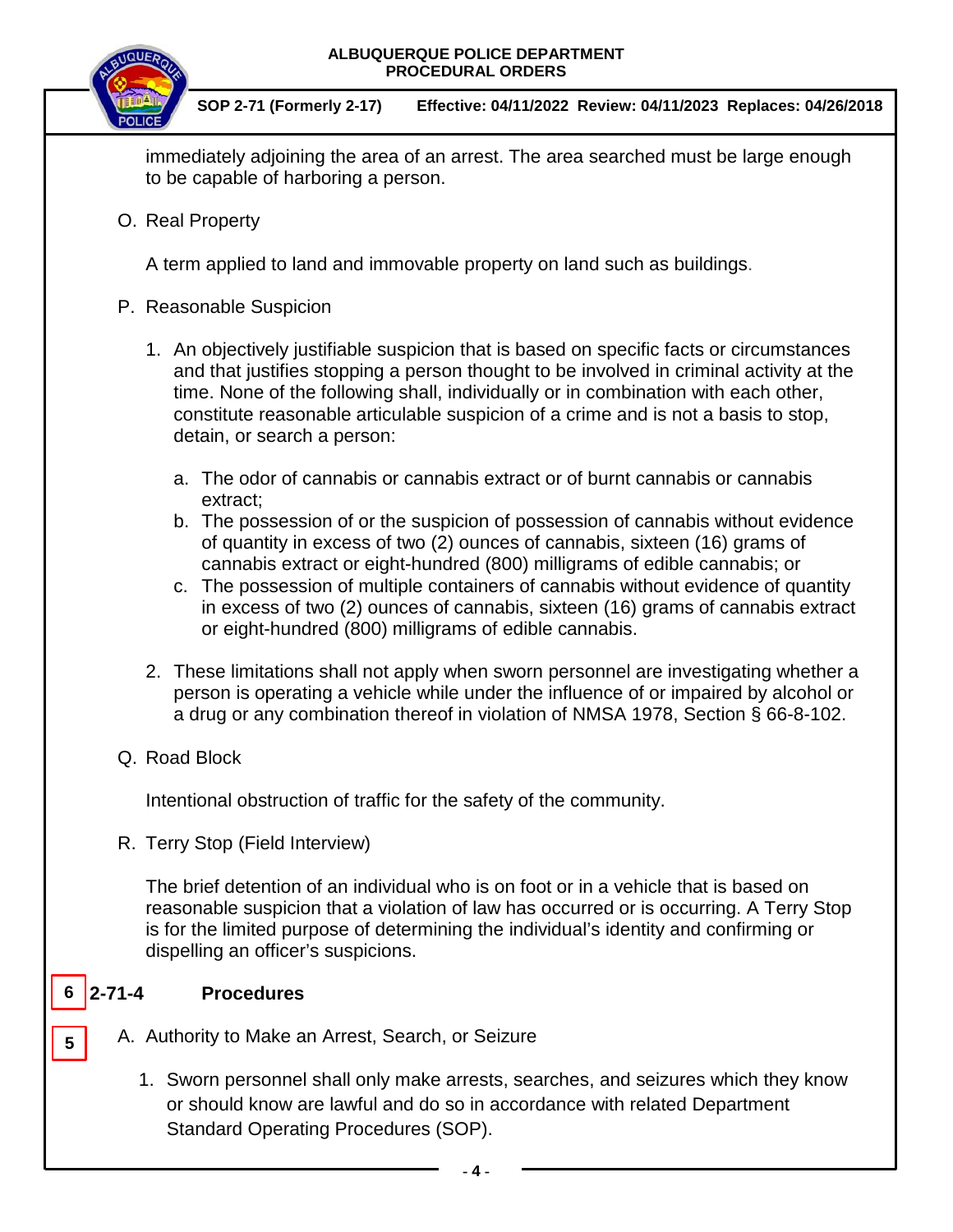immediately adjoining the area of an arrest. The area searched must be large enough to be capable of harboring a person.

O. Real Property

A term applied to land and immovable property on land such as buildings.

P. Reasonable Suspicion

1. An objectively justifiable suspicion that is based on specific facts or circumstances and that justifies stopping a person thought to be involved in criminal activity at the time. None of the following shall, individually or in combination with each other, constitute reasonable articulable suspicion of a crime and is not a basis to stop, detain, or search a person:

   a. The odor of cannabis or cannabis extract or of burnt cannabis or cannabis extract;
   b. The possession of or the suspicion of possession of cannabis without evidence of quantity in excess of two (2) ounces of cannabis, sixteen (16) grams of cannabis extract or eight-hundred (800) milligrams of edible cannabis; or
   c. The possession of multiple containers of cannabis without evidence of quantity in excess of two (2) ounces of cannabis, sixteen (16) grams of cannabis extract or eight-hundred (800) milligrams of edible cannabis.

2. These limitations shall not apply when sworn personnel are investigating whether a person is operating a vehicle while under the influence of or impaired by alcohol or a drug or any combination thereof in violation of NMSA 1978, Section § 66-8-102.

Q. Road Block

Intentional obstruction of traffic for the safety of the community.

R. Terry Stop (Field Interview)

The brief detention of an individual who is on foot or in a vehicle that is based on reasonable suspicion that a violation of law has occurred or is occurring. A Terry Stop is for the limited purpose of determining the individual's identity and confirming or dispelling an officer's suspicions.

## 6 2-71-4 Procedures

5 A. Authority to Make an Arrest, Search, or Seizure

1. Sworn personnel shall only make arrests, searches, and seizures which they know or should know are lawful and do so in accordance with related Department Standard Operating Procedures (SOP).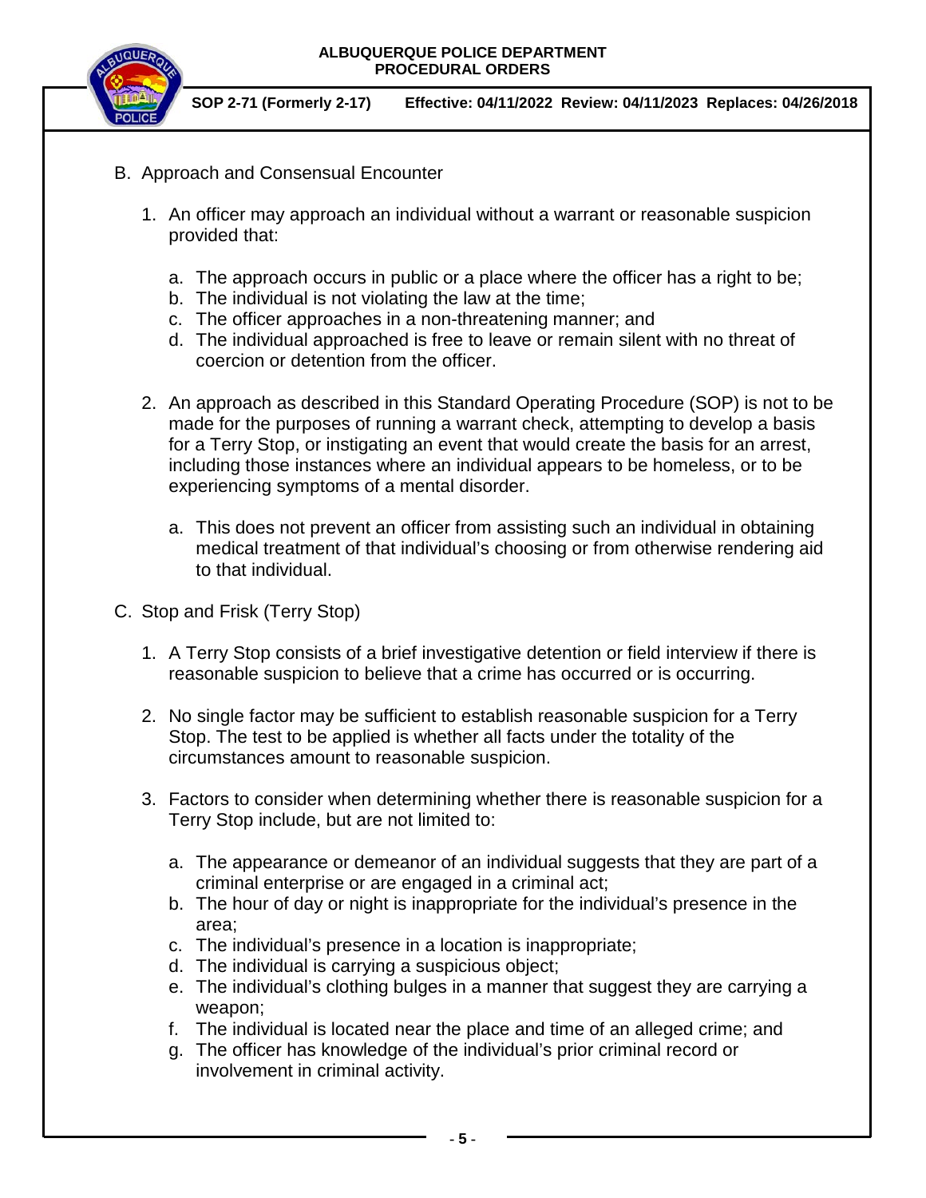B. Approach and Consensual Encounter

   1. An officer may approach an individual without a warrant or reasonable suspicion provided that:

      a. The approach occurs in public or a place where the officer has a right to be;
      b. The individual is not violating the law at the time;
      c. The officer approaches in a non-threatening manner; and
      d. The individual approached is free to leave or remain silent with no threat of coercion or detention from the officer.

   2. An approach as described in this Standard Operating Procedure (SOP) is not to be made for the purposes of running a warrant check, attempting to develop a basis for a Terry Stop, or instigating an event that would create the basis for an arrest, including those instances where an individual appears to be homeless, or to be experiencing symptoms of a mental disorder.

      a. This does not prevent an officer from assisting such an individual in obtaining medical treatment of that individual's choosing or from otherwise rendering aid to that individual.

C. Stop and Frisk (Terry Stop)

   1. A Terry Stop consists of a brief investigative detention or field interview if there is reasonable suspicion to believe that a crime has occurred or is occurring.

   2. No single factor may be sufficient to establish reasonable suspicion for a Terry Stop. The test to be applied is whether all facts under the totality of the circumstances amount to reasonable suspicion.

   3. Factors to consider when determining whether there is reasonable suspicion for a Terry Stop include, but are not limited to:

      a. The appearance or demeanor of an individual suggests that they are part of a criminal enterprise or are engaged in a criminal act;
      b. The hour of day or night is inappropriate for the individual's presence in the area;
      c. The individual's presence in a location is inappropriate;
      d. The individual is carrying a suspicious object;
      e. The individual's clothing bulges in a manner that suggest they are carrying a weapon;
      f. The individual is located near the place and time of an alleged crime; and
      g. The officer has knowledge of the individual's prior criminal record or involvement in criminal activity.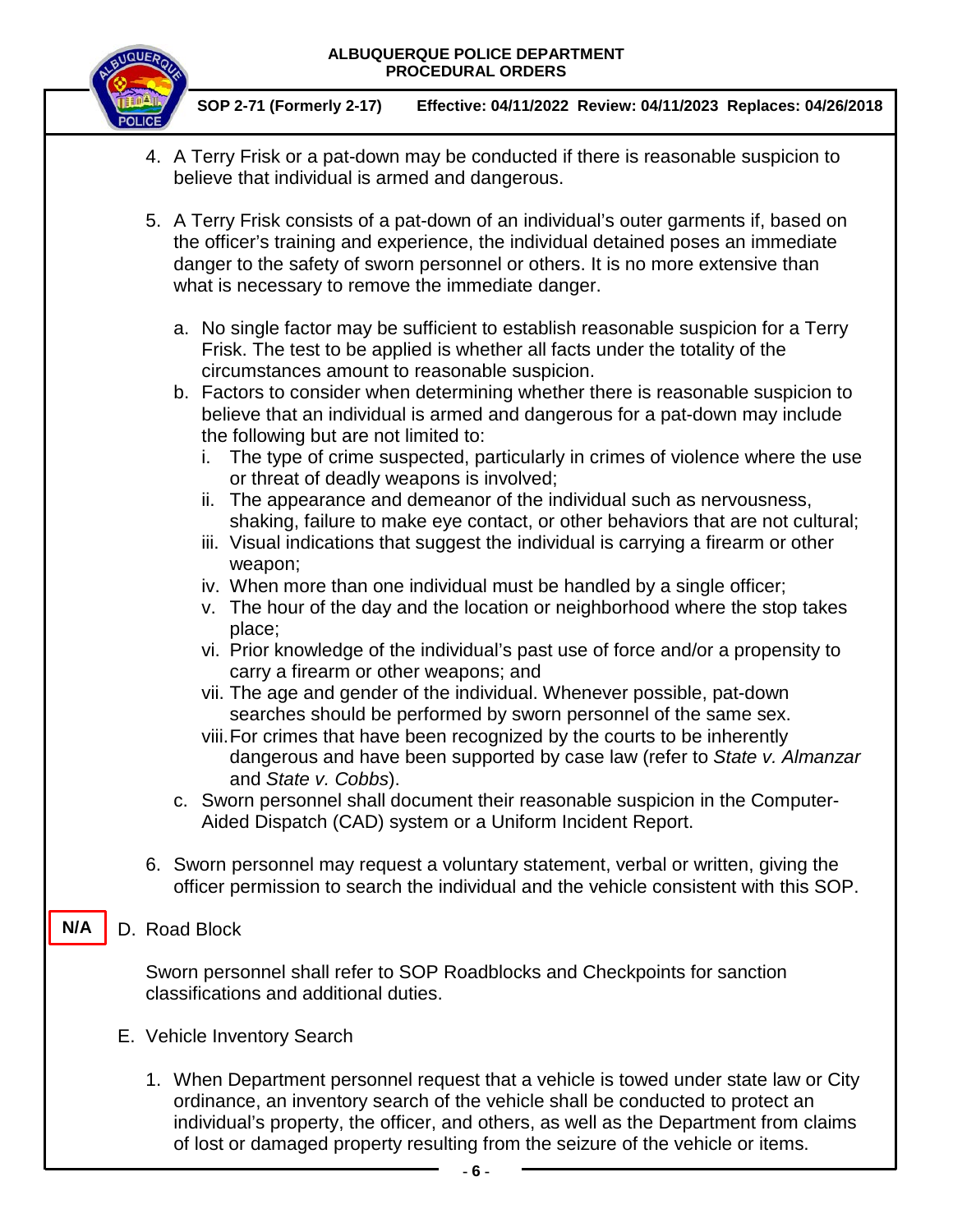4. A Terry Frisk or a pat-down may be conducted if there is reasonable suspicion to believe that individual is armed and dangerous.

5. A Terry Frisk consists of a pat-down of an individual's outer garments if, based on the officer's training and experience, the individual detained poses an immediate danger to the safety of sworn personnel or others. It is no more extensive than what is necessary to remove the immediate danger.

   a. No single factor may be sufficient to establish reasonable suspicion for a Terry Frisk. The test to be applied is whether all facts under the totality of the circumstances amount to reasonable suspicion.
   b. Factors to consider when determining whether there is reasonable suspicion to believe that an individual is armed and dangerous for a pat-down may include the following but are not limited to:
      i. The type of crime suspected, particularly in crimes of violence where the use or threat of deadly weapons is involved;
      ii. The appearance and demeanor of the individual such as nervousness, shaking, failure to make eye contact, or other behaviors that are not cultural;
      iii. Visual indications that suggest the individual is carrying a firearm or other weapon;
      iv. When more than one individual must be handled by a single officer;
      v. The hour of the day and the location or neighborhood where the stop takes place;
      vi. Prior knowledge of the individual's past use of force and/or a propensity to carry a firearm or other weapons; and
      vii. The age and gender of the individual. Whenever possible, pat-down searches should be performed by sworn personnel of the same sex.
      viii. For crimes that have been recognized by the courts to be inherently dangerous and have been supported by case law (refer to *State v. Almanzar* and *State v. Cobbs*).
   c. Sworn personnel shall document their reasonable suspicion in the Computer-Aided Dispatch (CAD) system or a Uniform Incident Report.

6. Sworn personnel may request a voluntary statement, verbal or written, giving the officer permission to search the individual and the vehicle consistent with this SOP.

**N/A**

D. Road Block

Sworn personnel shall refer to SOP Roadblocks and Checkpoints for sanction classifications and additional duties.

E. Vehicle Inventory Search

1. When Department personnel request that a vehicle is towed under state law or City ordinance, an inventory search of the vehicle shall be conducted to protect an individual's property, the officer, and others, as well as the Department from claims of lost or damaged property resulting from the seizure of the vehicle or items.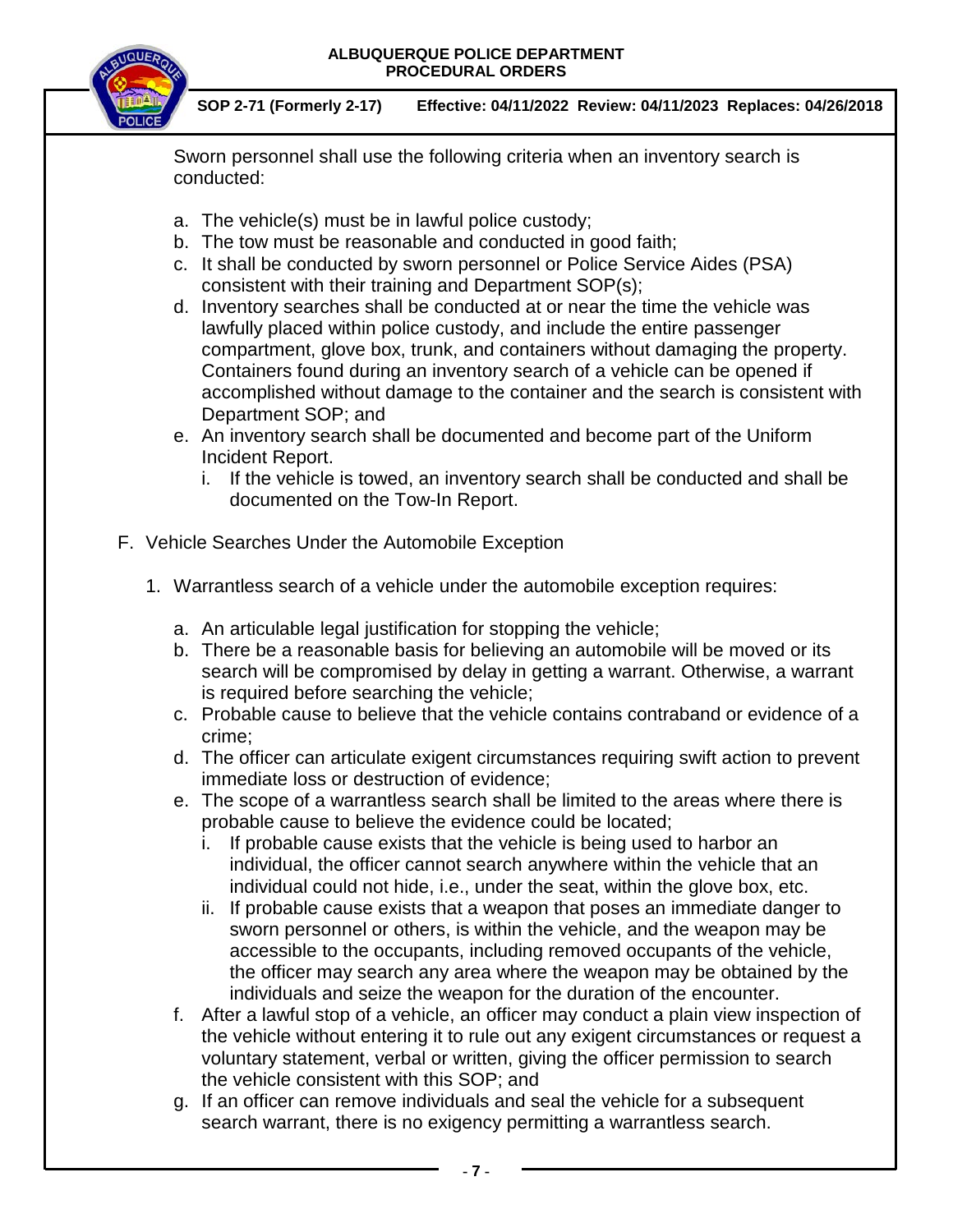Sworn personnel shall use the following criteria when an inventory search is conducted:

a. The vehicle(s) must be in lawful police custody;
b. The tow must be reasonable and conducted in good faith;
c. It shall be conducted by sworn personnel or Police Service Aides (PSA) consistent with their training and Department SOP(s);
d. Inventory searches shall be conducted at or near the time the vehicle was lawfully placed within police custody, and include the entire passenger compartment, glove box, trunk, and containers without damaging the property. Containers found during an inventory search of a vehicle can be opened if accomplished without damage to the container and the search is consistent with Department SOP; and
e. An inventory search shall be documented and become part of the Uniform Incident Report.
   i. If the vehicle is towed, an inventory search shall be conducted and shall be documented on the Tow-In Report.

F. Vehicle Searches Under the Automobile Exception

1. Warrantless search of a vehicle under the automobile exception requires:

   a. An articulable legal justification for stopping the vehicle;
   b. There be a reasonable basis for believing an automobile will be moved or its search will be compromised by delay in getting a warrant. Otherwise, a warrant is required before searching the vehicle;
   c. Probable cause to believe that the vehicle contains contraband or evidence of a crime;
   d. The officer can articulate exigent circumstances requiring swift action to prevent immediate loss or destruction of evidence;
   e. The scope of a warrantless search shall be limited to the areas where there is probable cause to believe the evidence could be located;
      i. If probable cause exists that the vehicle is being used to harbor an individual, the officer cannot search anywhere within the vehicle that an individual could not hide, i.e., under the seat, within the glove box, etc.
      ii. If probable cause exists that a weapon that poses an immediate danger to sworn personnel or others, is within the vehicle, and the weapon may be accessible to the occupants, including removed occupants of the vehicle, the officer may search any area where the weapon may be obtained by the individuals and seize the weapon for the duration of the encounter.
   f. After a lawful stop of a vehicle, an officer may conduct a plain view inspection of the vehicle without entering it to rule out any exigent circumstances or request a voluntary statement, verbal or written, giving the officer permission to search the vehicle consistent with this SOP; and
   g. If an officer can remove individuals and seal the vehicle for a subsequent search warrant, there is no exigency permitting a warrantless search.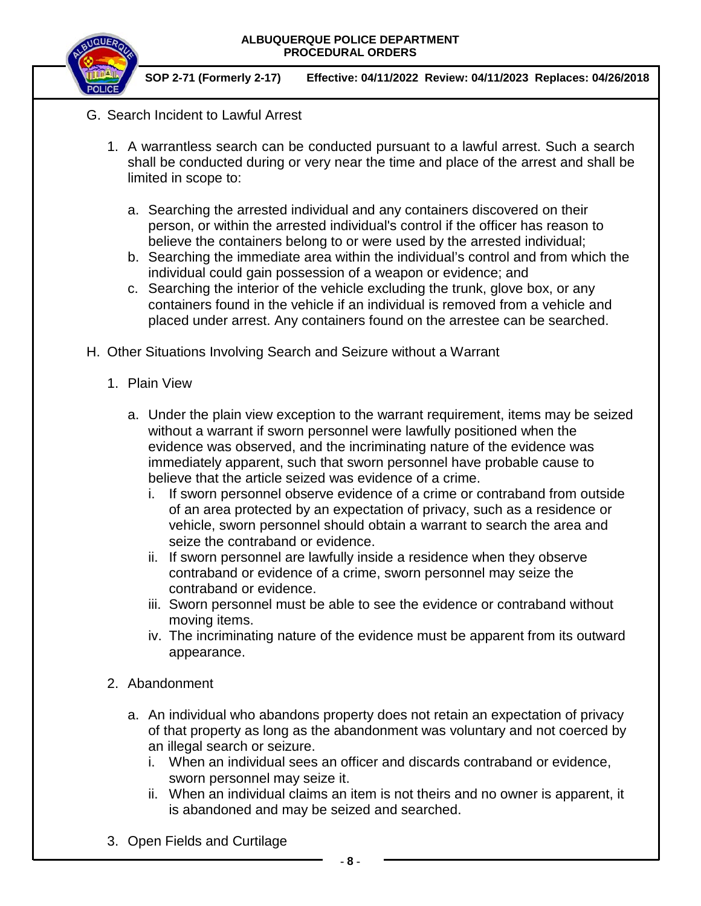G. Search Incident to Lawful Arrest

1. A warrantless search can be conducted pursuant to a lawful arrest. Such a search shall be conducted during or very near the time and place of the arrest and shall be limited in scope to:

   a. Searching the arrested individual and any containers discovered on their person, or within the arrested individual's control if the officer has reason to believe the containers belong to or were used by the arrested individual;
   b. Searching the immediate area within the individual's control and from which the individual could gain possession of a weapon or evidence; and
   c. Searching the interior of the vehicle excluding the trunk, glove box, or any containers found in the vehicle if an individual is removed from a vehicle and placed under arrest. Any containers found on the arrestee can be searched.

H. Other Situations Involving Search and Seizure without a Warrant

1. Plain View

   a. Under the plain view exception to the warrant requirement, items may be seized without a warrant if sworn personnel were lawfully positioned when the evidence was observed, and the incriminating nature of the evidence was immediately apparent, such that sworn personnel have probable cause to believe that the article seized was evidence of a crime.
      i. If sworn personnel observe evidence of a crime or contraband from outside of an area protected by an expectation of privacy, such as a residence or vehicle, sworn personnel should obtain a warrant to search the area and seize the contraband or evidence.
      ii. If sworn personnel are lawfully inside a residence when they observe contraband or evidence of a crime, sworn personnel may seize the contraband or evidence.
      iii. Sworn personnel must be able to see the evidence or contraband without moving items.
      iv. The incriminating nature of the evidence must be apparent from its outward appearance.

2. Abandonment

   a. An individual who abandons property does not retain an expectation of privacy of that property as long as the abandonment was voluntary and not coerced by an illegal search or seizure.
      i. When an individual sees an officer and discards contraband or evidence, sworn personnel may seize it.
      ii. When an individual claims an item is not theirs and no owner is apparent, it is abandoned and may be seized and searched.

3. Open Fields and Curtilage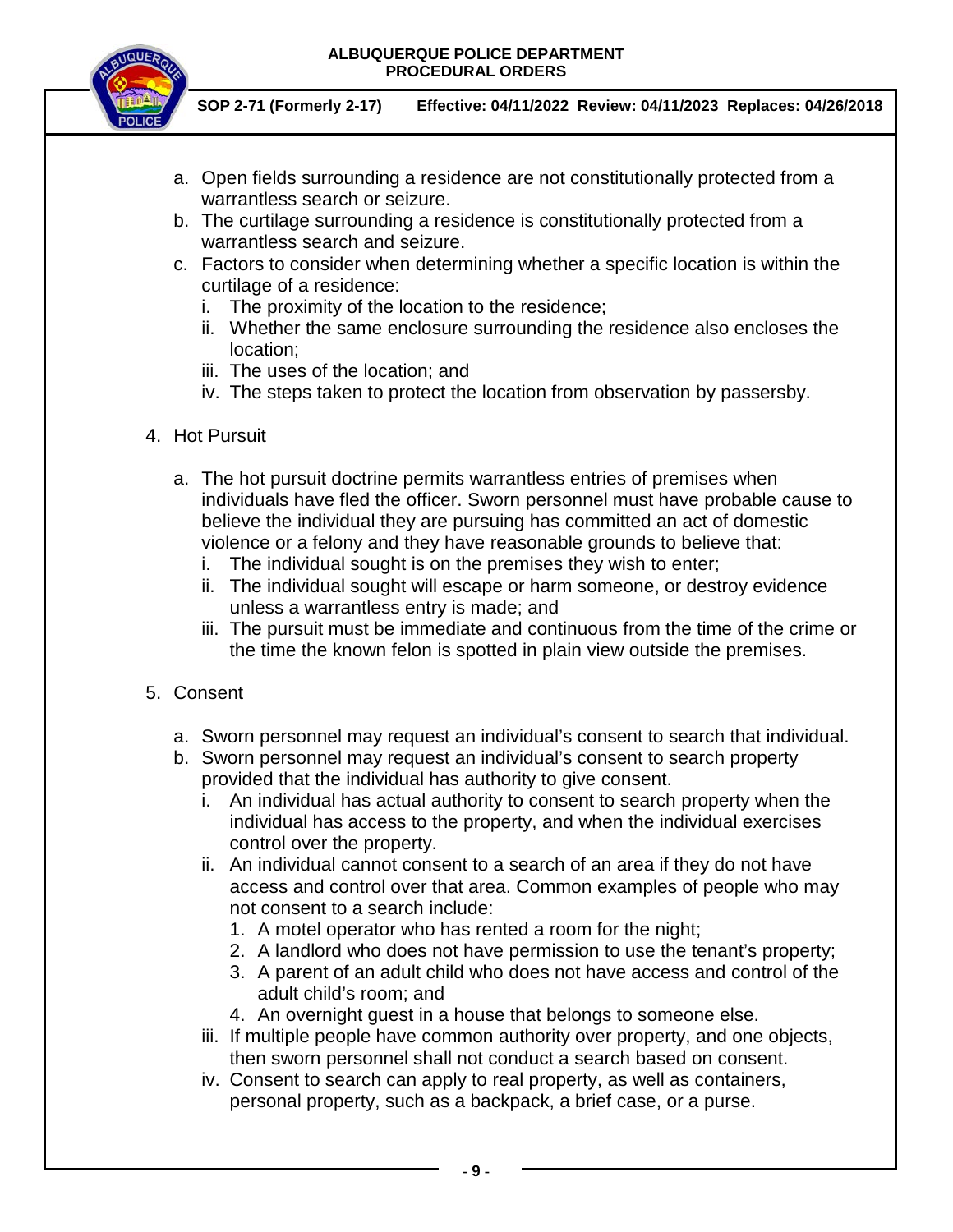a. Open fields surrounding a residence are not constitutionally protected from a warrantless search or seizure.
b. The curtilage surrounding a residence is constitutionally protected from a warrantless search and seizure.
c. Factors to consider when determining whether a specific location is within the curtilage of a residence:
   i. The proximity of the location to the residence;
   ii. Whether the same enclosure surrounding the residence also encloses the location;
   iii. The uses of the location; and
   iv. The steps taken to protect the location from observation by passersby.

4. Hot Pursuit

   a. The hot pursuit doctrine permits warrantless entries of premises when individuals have fled the officer. Sworn personnel must have probable cause to believe the individual they are pursuing has committed an act of domestic violence or a felony and they have reasonable grounds to believe that:
      i. The individual sought is on the premises they wish to enter;
      ii. The individual sought will escape or harm someone, or destroy evidence unless a warrantless entry is made; and
      iii. The pursuit must be immediate and continuous from the time of the crime or the time the known felon is spotted in plain view outside the premises.

5. Consent

   a. Sworn personnel may request an individual's consent to search that individual.
   b. Sworn personnel may request an individual's consent to search property provided that the individual has authority to give consent.
      i. An individual has actual authority to consent to search property when the individual has access to the property, and when the individual exercises control over the property.
      ii. An individual cannot consent to a search of an area if they do not have access and control over that area. Common examples of people who may not consent to a search include:
         1. A motel operator who has rented a room for the night;
         2. A landlord who does not have permission to use the tenant's property;
         3. A parent of an adult child who does not have access and control of the adult child's room; and
         4. An overnight guest in a house that belongs to someone else.
      iii. If multiple people have common authority over property, and one objects, then sworn personnel shall not conduct a search based on consent.
      iv. Consent to search can apply to real property, as well as containers, personal property, such as a backpack, a brief case, or a purse.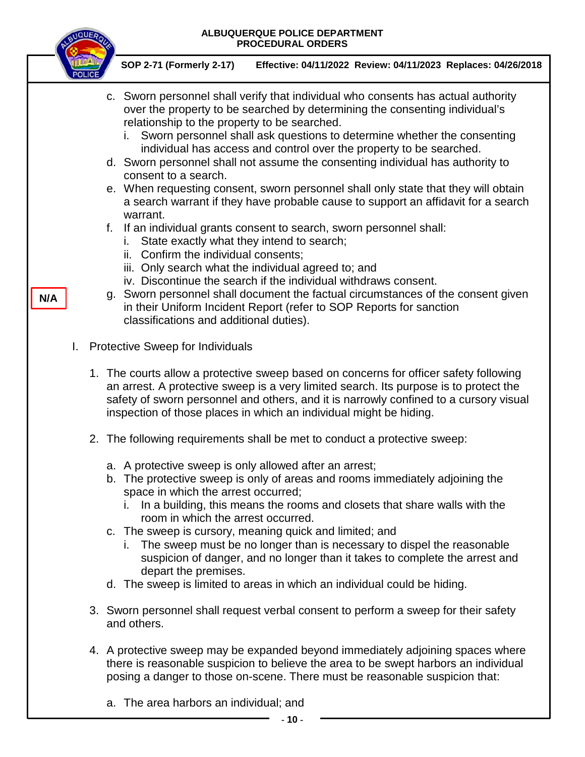c. Sworn personnel shall verify that individual who consents has actual authority over the property to be searched by determining the consenting individual's relationship to the property to be searched.
   i. Sworn personnel shall ask questions to determine whether the consenting individual has access and control over the property to be searched.

d. Sworn personnel shall not assume the consenting individual has authority to consent to a search.

e. When requesting consent, sworn personnel shall only state that they will obtain a search warrant if they have probable cause to support an affidavit for a search warrant.

f. If an individual grants consent to search, sworn personnel shall:
   i. State exactly what they intend to search;
   ii. Confirm the individual consents;
   iii. Only search what the individual agreed to; and
   iv. Discontinue the search if the individual withdraws consent.

N/A

g. Sworn personnel shall document the factual circumstances of the consent given in their Uniform Incident Report (refer to SOP Reports for sanction classifications and additional duties).

I. Protective Sweep for Individuals

1. The courts allow a protective sweep based on concerns for officer safety following an arrest. A protective sweep is a very limited search. Its purpose is to protect the safety of sworn personnel and others, and it is narrowly confined to a cursory visual inspection of those places in which an individual might be hiding.

2. The following requirements shall be met to conduct a protective sweep:

   a. A protective sweep is only allowed after an arrest;
   b. The protective sweep is only of areas and rooms immediately adjoining the space in which the arrest occurred;
      i. In a building, this means the rooms and closets that share walls with the room in which the arrest occurred.
   c. The sweep is cursory, meaning quick and limited; and
      i. The sweep must be no longer than is necessary to dispel the reasonable suspicion of danger, and no longer than it takes to complete the arrest and depart the premises.
   d. The sweep is limited to areas in which an individual could be hiding.

3. Sworn personnel shall request verbal consent to perform a sweep for their safety and others.

4. A protective sweep may be expanded beyond immediately adjoining spaces where there is reasonable suspicion to believe the area to be swept harbors an individual posing a danger to those on-scene. There must be reasonable suspicion that:

   a. The area harbors an individual; and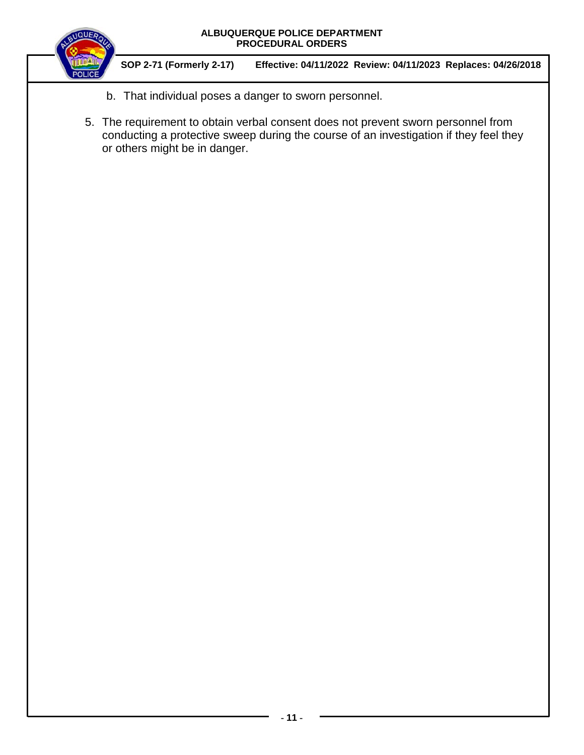b. That individual poses a danger to sworn personnel.

5. The requirement to obtain verbal consent does not prevent sworn personnel from conducting a protective sweep during the course of an investigation if they feel they or others might be in danger.